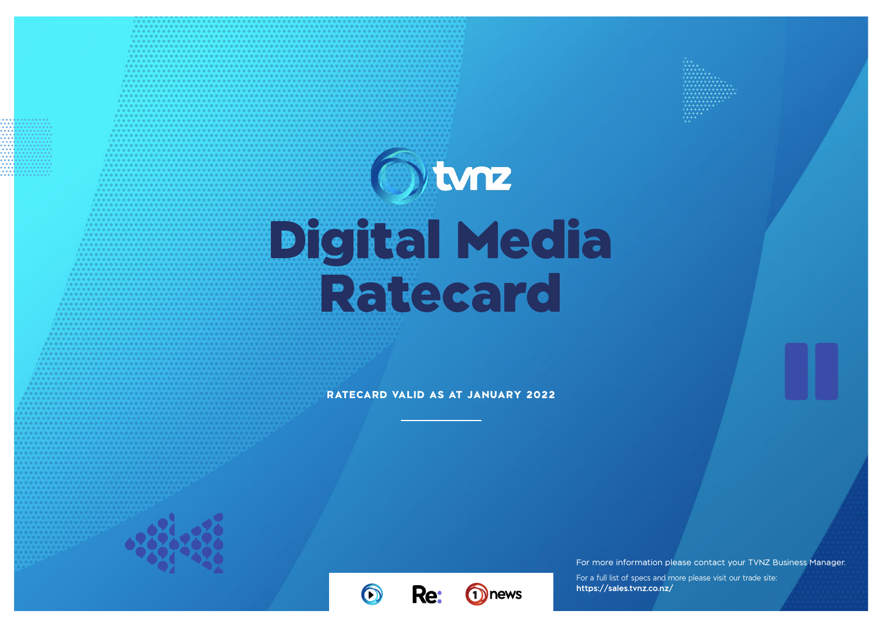tvnz

# Digital Media Ratecard

**RATECARD VALID AS AT JANUARY 2022**

For more information please contact your TVNZ Business Manager.

For a full list of specs and more please visit our trade site:
**https://sales.tvnz.co.nz/**

Re: news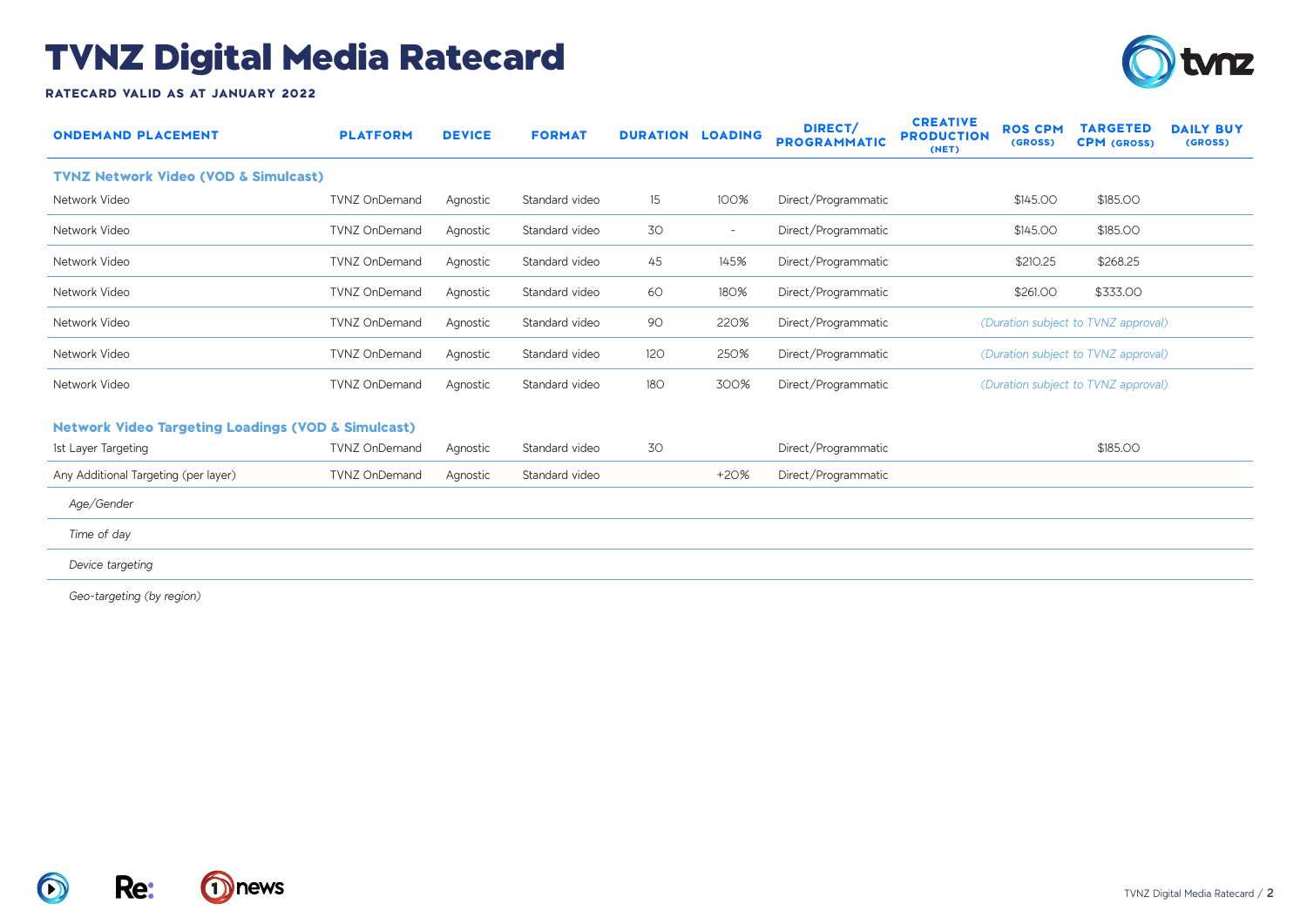# TVNZ Digital Media Ratecard

**RATECARD VALID AS AT JANUARY 2022**

| ONDEMAND PLACEMENT | PLATFORM | DEVICE | FORMAT | DURATION | LOADING | DIRECT/ PROGRAMMATIC | CREATIVE PRODUCTION (NET) | ROS CPM (GROSS) | TARGETED CPM (GROSS) | DAILY BUY (GROSS) |
|---|---|---|---|---|---|---|---|---|---|---|
| **TVNZ Network Video (VOD & Simulcast)** | | | | | | | | | | |
| Network Video | TVNZ OnDemand | Agnostic | Standard video | 15 | 100% | Direct/Programmatic | | $145.00 | $185.00 | |
| Network Video | TVNZ OnDemand | Agnostic | Standard video | 30 | - | Direct/Programmatic | | $145.00 | $185.00 | |
| Network Video | TVNZ OnDemand | Agnostic | Standard video | 45 | 145% | Direct/Programmatic | | $210.25 | $268.25 | |
| Network Video | TVNZ OnDemand | Agnostic | Standard video | 60 | 180% | Direct/Programmatic | | $261.00 | $333.00 | |
| Network Video | TVNZ OnDemand | Agnostic | Standard video | 90 | 220% | Direct/Programmatic | | *(Duration subject to TVNZ approval)* | | |
| Network Video | TVNZ OnDemand | Agnostic | Standard video | 120 | 250% | Direct/Programmatic | | *(Duration subject to TVNZ approval)* | | |
| Network Video | TVNZ OnDemand | Agnostic | Standard video | 180 | 300% | Direct/Programmatic | | *(Duration subject to TVNZ approval)* | | |
| **Network Video Targeting Loadings (VOD & Simulcast)** | | | | | | | | | | |
| 1st Layer Targeting | TVNZ OnDemand | Agnostic | Standard video | 30 | | Direct/Programmatic | | | $185.00 | |
| Any Additional Targeting (per layer) | TVNZ OnDemand | Agnostic | Standard video | | +20% | Direct/Programmatic | | | | |
| *Age/Gender* | | | | | | | | | | |
| *Time of day* | | | | | | | | | | |
| *Device targeting* | | | | | | | | | | |
| *Geo-targeting (by region)* | | | | | | | | | | |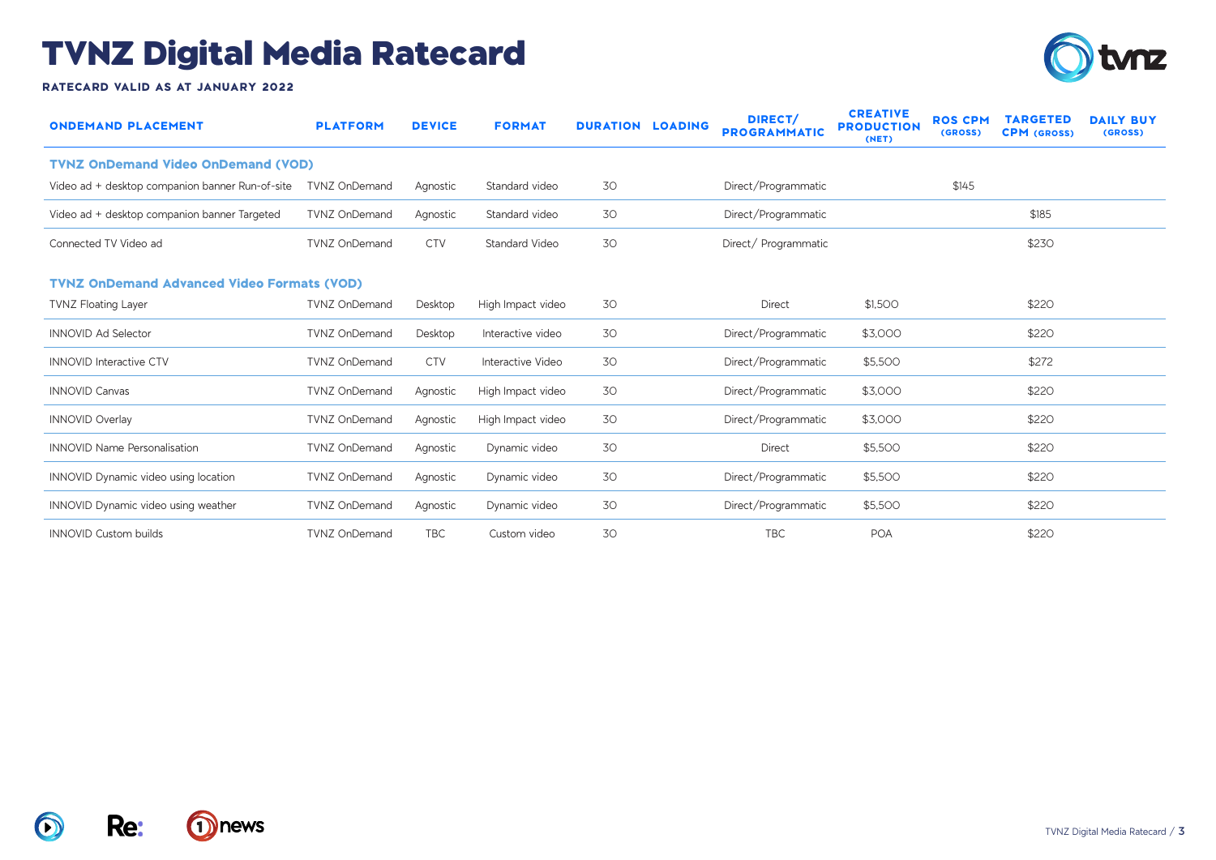# TVNZ Digital Media Ratecard

**RATECARD VALID AS AT JANUARY 2022**

| ONDEMAND PLACEMENT | PLATFORM | DEVICE | FORMAT | DURATION | LOADING | DIRECT/ PROGRAMMATIC | CREATIVE PRODUCTION (NET) | ROS CPM (GROSS) | TARGETED CPM (GROSS) | DAILY BUY (GROSS) |
|---|---|---|---|---|---|---|---|---|---|---|
| **TVNZ OnDemand Video OnDemand (VOD)** | | | | | | | | | | |
| Video ad + desktop companion banner Run-of-site | TVNZ OnDemand | Agnostic | Standard video | 30 | | Direct/Programmatic | | $145 | | |
| Video ad + desktop companion banner Targeted | TVNZ OnDemand | Agnostic | Standard video | 30 | | Direct/Programmatic | | | $185 | |
| Connected TV Video ad | TVNZ OnDemand | CTV | Standard Video | 30 | | Direct/ Programmatic | | | $230 | |
| **TVNZ OnDemand Advanced Video Formats (VOD)** | | | | | | | | | | |
| TVNZ Floating Layer | TVNZ OnDemand | Desktop | High Impact video | 30 | | Direct | $1,500 | | $220 | |
| INNOVID Ad Selector | TVNZ OnDemand | Desktop | Interactive video | 30 | | Direct/Programmatic | $3,000 | | $220 | |
| INNOVID Interactive CTV | TVNZ OnDemand | CTV | Interactive Video | 30 | | Direct/Programmatic | $5,500 | | $272 | |
| INNOVID Canvas | TVNZ OnDemand | Agnostic | High Impact video | 30 | | Direct/Programmatic | $3,000 | | $220 | |
| INNOVID Overlay | TVNZ OnDemand | Agnostic | High Impact video | 30 | | Direct/Programmatic | $3,000 | | $220 | |
| INNOVID Name Personalisation | TVNZ OnDemand | Agnostic | Dynamic video | 30 | | Direct | $5,500 | | $220 | |
| INNOVID Dynamic video using location | TVNZ OnDemand | Agnostic | Dynamic video | 30 | | Direct/Programmatic | $5,500 | | $220 | |
| INNOVID Dynamic video using weather | TVNZ OnDemand | Agnostic | Dynamic video | 30 | | Direct/Programmatic | $5,500 | | $220 | |
| INNOVID Custom builds | TVNZ OnDemand | TBC | Custom video | 30 | | TBC | POA | | $220 | |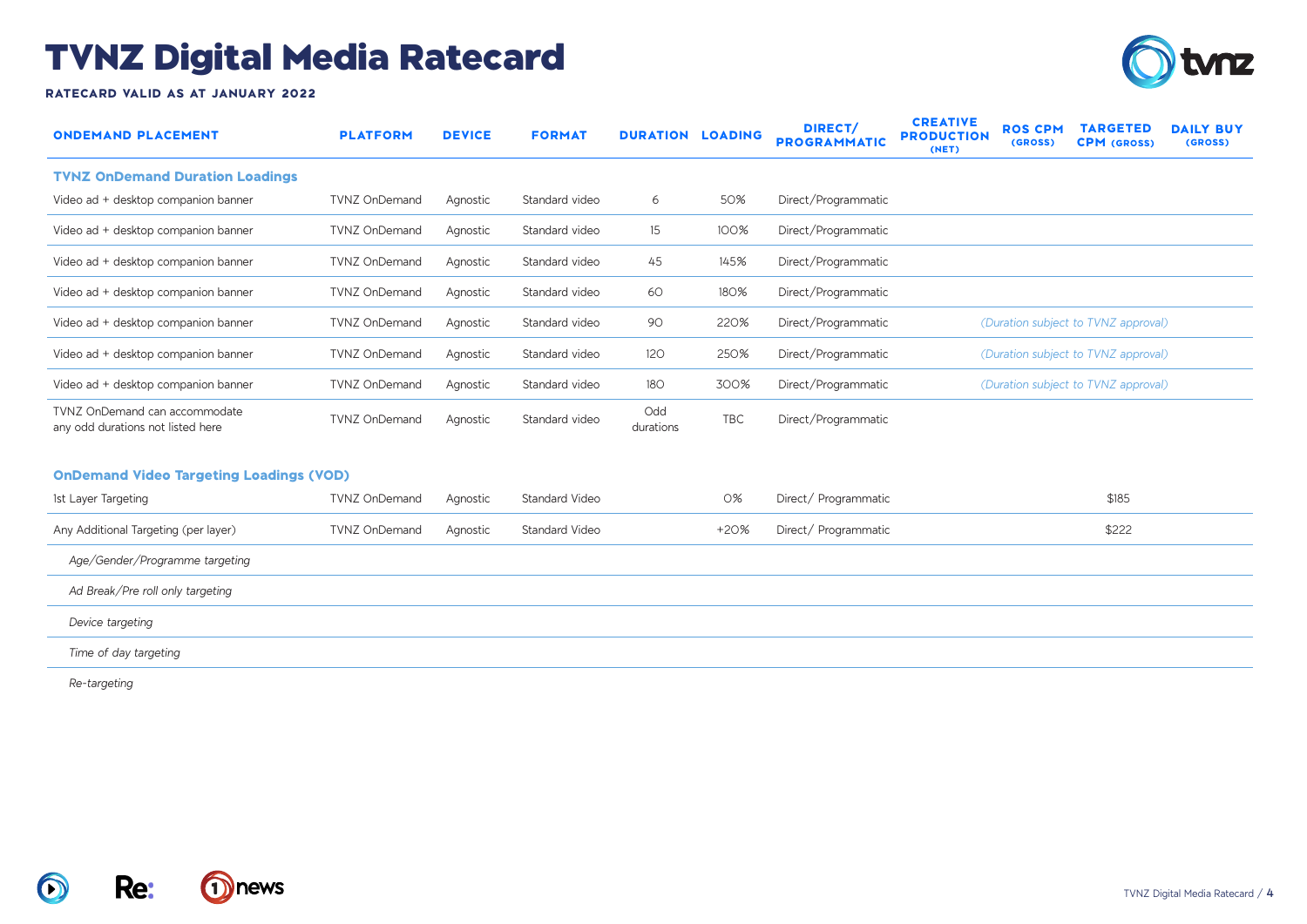# TVNZ Digital Media Ratecard

**RATECARD VALID AS AT JANUARY 2022**

| ONDEMAND PLACEMENT | PLATFORM | DEVICE | FORMAT | DURATION | LOADING | DIRECT/ PROGRAMMATIC | CREATIVE PRODUCTION (NET) | ROS CPM (GROSS) | TARGETED CPM (GROSS) | DAILY BUY (GROSS) |
|---|---|---|---|---|---|---|---|---|---|---|
| **TVNZ OnDemand Duration Loadings** | | | | | | | | | | |
| Video ad + desktop companion banner | TVNZ OnDemand | Agnostic | Standard video | 6 | 50% | Direct/Programmatic | | | | |
| Video ad + desktop companion banner | TVNZ OnDemand | Agnostic | Standard video | 15 | 100% | Direct/Programmatic | | | | |
| Video ad + desktop companion banner | TVNZ OnDemand | Agnostic | Standard video | 45 | 145% | Direct/Programmatic | | | | |
| Video ad + desktop companion banner | TVNZ OnDemand | Agnostic | Standard video | 60 | 180% | Direct/Programmatic | | | | |
| Video ad + desktop companion banner | TVNZ OnDemand | Agnostic | Standard video | 90 | 220% | Direct/Programmatic | | *(Duration subject to TVNZ approval)* | | |
| Video ad + desktop companion banner | TVNZ OnDemand | Agnostic | Standard video | 120 | 250% | Direct/Programmatic | | *(Duration subject to TVNZ approval)* | | |
| Video ad + desktop companion banner | TVNZ OnDemand | Agnostic | Standard video | 180 | 300% | Direct/Programmatic | | *(Duration subject to TVNZ approval)* | | |
| TVNZ OnDemand can accommodate any odd durations not listed here | TVNZ OnDemand | Agnostic | Standard video | Odd durations | TBC | Direct/Programmatic | | | | |
| **OnDemand Video Targeting Loadings (VOD)** | | | | | | | | | | |
| 1st Layer Targeting | TVNZ OnDemand | Agnostic | Standard Video | | 0% | Direct/ Programmatic | | | $185 | |
| Any Additional Targeting (per layer) | TVNZ OnDemand | Agnostic | Standard Video | | +20% | Direct/ Programmatic | | | $222 | |
| *Age/Gender/Programme targeting* | | | | | | | | | | |
| *Ad Break/Pre roll only targeting* | | | | | | | | | | |
| *Device targeting* | | | | | | | | | | |
| *Time of day targeting* | | | | | | | | | | |
| *Re-targeting* | | | | | | | | | | |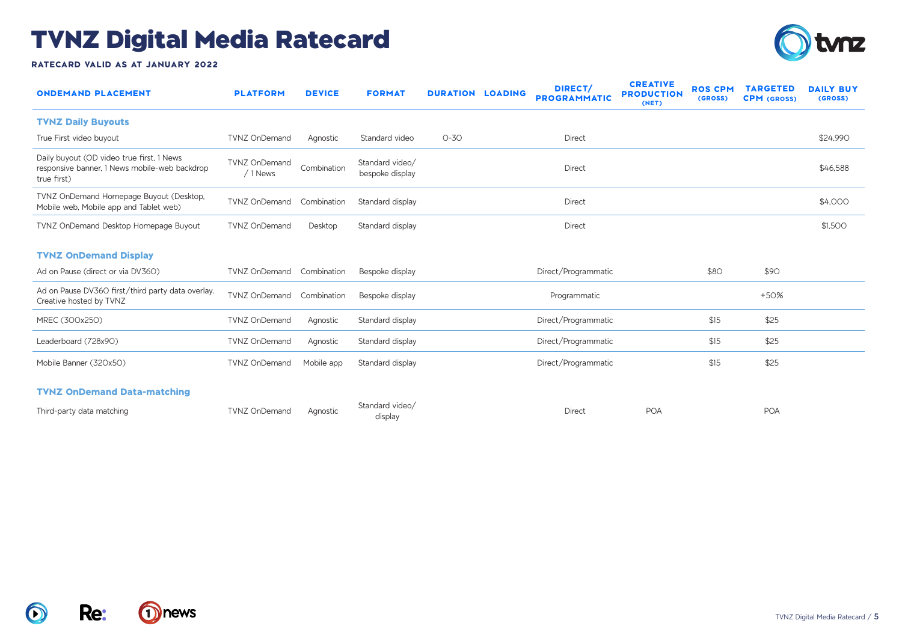# TVNZ Digital Media Ratecard

**RATECARD VALID AS AT JANUARY 2022**

| ONDEMAND PLACEMENT | PLATFORM | DEVICE | FORMAT | DURATION | LOADING | DIRECT/ PROGRAMMATIC | CREATIVE PRODUCTION (NET) | ROS CPM (GROSS) | TARGETED CPM (GROSS) | DAILY BUY (GROSS) |
|---|---|---|---|---|---|---|---|---|---|---|
| **TVNZ Daily Buyouts** | | | | | | | | | | |
| True First video buyout | TVNZ OnDemand | Agnostic | Standard video | 0-30 | | Direct | | | | $24,990 |
| Daily buyout (OD video true first, 1 News responsive banner, 1 News mobile-web backdrop true first) | TVNZ OnDemand / 1 News | Combination | Standard video/ bespoke display | | | Direct | | | | $46,588 |
| TVNZ OnDemand Homepage Buyout (Desktop, Mobile web, Mobile app and Tablet web) | TVNZ OnDemand | Combination | Standard display | | | Direct | | | | $4,000 |
| TVNZ OnDemand Desktop Homepage Buyout | TVNZ OnDemand | Desktop | Standard display | | | Direct | | | | $1,500 |
| **TVNZ OnDemand Display** | | | | | | | | | | |
| Ad on Pause (direct or via DV360) | TVNZ OnDemand | Combination | Bespoke display | | | Direct/Programmatic | | $80 | $90 | |
| Ad on Pause DV360 first/third party data overlay. Creative hosted by TVNZ | TVNZ OnDemand | Combination | Bespoke display | | | Programmatic | | | +50% | |
| MREC (300x250) | TVNZ OnDemand | Agnostic | Standard display | | | Direct/Programmatic | | $15 | $25 | |
| Leaderboard (728x90) | TVNZ OnDemand | Agnostic | Standard display | | | Direct/Programmatic | | $15 | $25 | |
| Mobile Banner (320x50) | TVNZ OnDemand | Mobile app | Standard display | | | Direct/Programmatic | | $15 | $25 | |
| **TVNZ OnDemand Data-matching** | | | | | | | | | | |
| Third-party data matching | TVNZ OnDemand | Agnostic | Standard video/ display | | | Direct | POA | | POA | |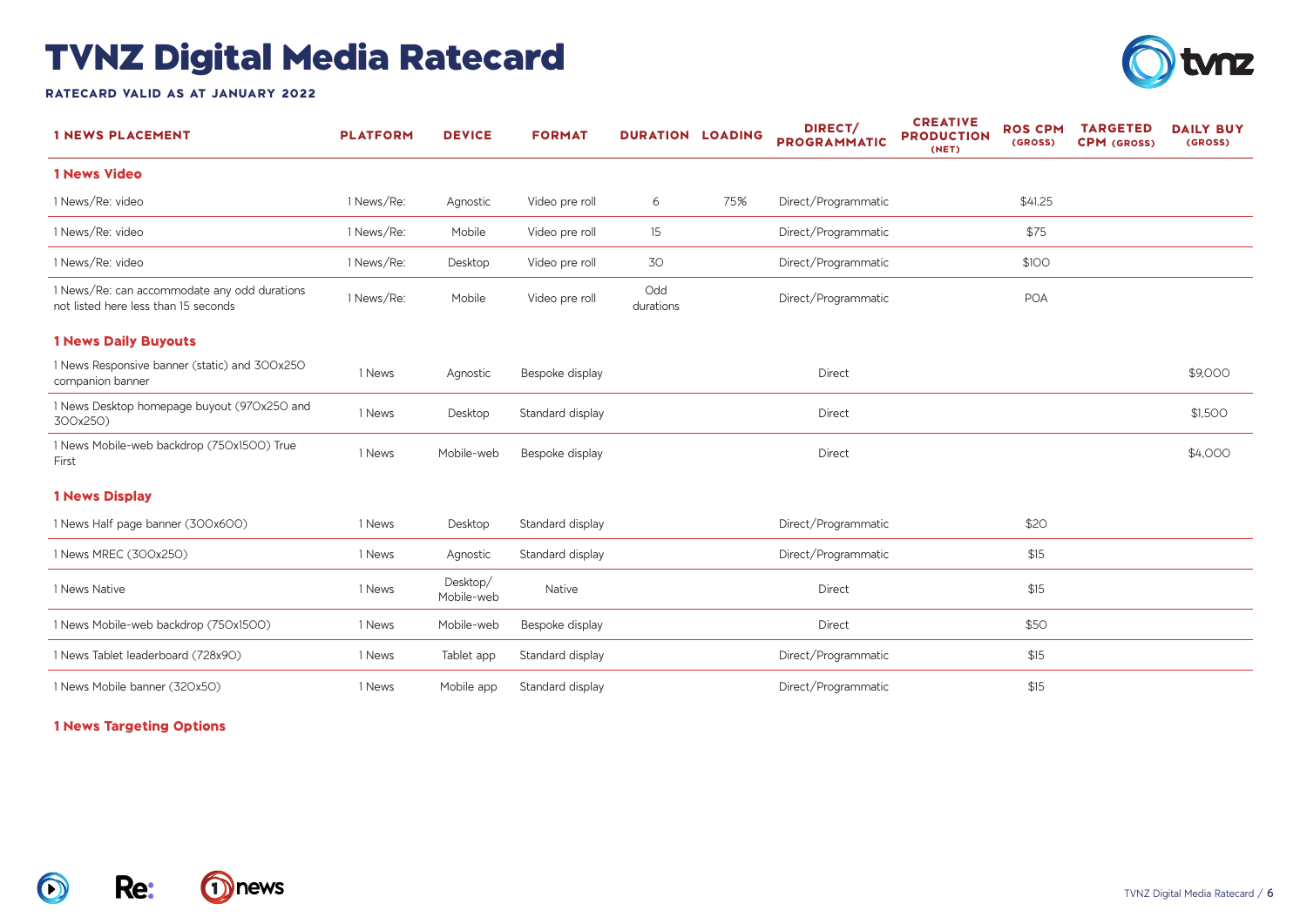# TVNZ Digital Media Ratecard

**RATECARD VALID AS AT JANUARY 2022**

| 1 NEWS PLACEMENT | PLATFORM | DEVICE | FORMAT | DURATION | LOADING | DIRECT/ PROGRAMMATIC | CREATIVE PRODUCTION (NET) | ROS CPM (GROSS) | TARGETED CPM (GROSS) | DAILY BUY (GROSS) |
|---|---|---|---|---|---|---|---|---|---|---|
| **1 News Video** | | | | | | | | | | |
| 1 News/Re: video | 1 News/Re: | Agnostic | Video pre roll | 6 | 75% | Direct/Programmatic | | $41.25 | | |
| 1 News/Re: video | 1 News/Re: | Mobile | Video pre roll | 15 | | Direct/Programmatic | | $75 | | |
| 1 News/Re: video | 1 News/Re: | Desktop | Video pre roll | 30 | | Direct/Programmatic | | $100 | | |
| 1 News/Re: can accommodate any odd durations not listed here less than 15 seconds | 1 News/Re: | Mobile | Video pre roll | Odd durations | | Direct/Programmatic | | POA | | |
| **1 News Daily Buyouts** | | | | | | | | | | |
| 1 News Responsive banner (static) and 300x250 companion banner | 1 News | Agnostic | Bespoke display | | | Direct | | | | $9,000 |
| 1 News Desktop homepage buyout (970x250 and 300x250) | 1 News | Desktop | Standard display | | | Direct | | | | $1,500 |
| 1 News Mobile-web backdrop (750x1500) True First | 1 News | Mobile-web | Bespoke display | | | Direct | | | | $4,000 |
| **1 News Display** | | | | | | | | | | |
| 1 News Half page banner (300x600) | 1 News | Desktop | Standard display | | | Direct/Programmatic | | $20 | | |
| 1 News MREC (300x250) | 1 News | Agnostic | Standard display | | | Direct/Programmatic | | $15 | | |
| 1 News Native | 1 News | Desktop/ Mobile-web | Native | | | Direct | | $15 | | |
| 1 News Mobile-web backdrop (750x1500) | 1 News | Mobile-web | Bespoke display | | | Direct | | $50 | | |
| 1 News Tablet leaderboard (728x90) | 1 News | Tablet app | Standard display | | | Direct/Programmatic | | $15 | | |
| 1 News Mobile banner (320x50) | 1 News | Mobile app | Standard display | | | Direct/Programmatic | | $15 | | |

**1 News Targeting Options**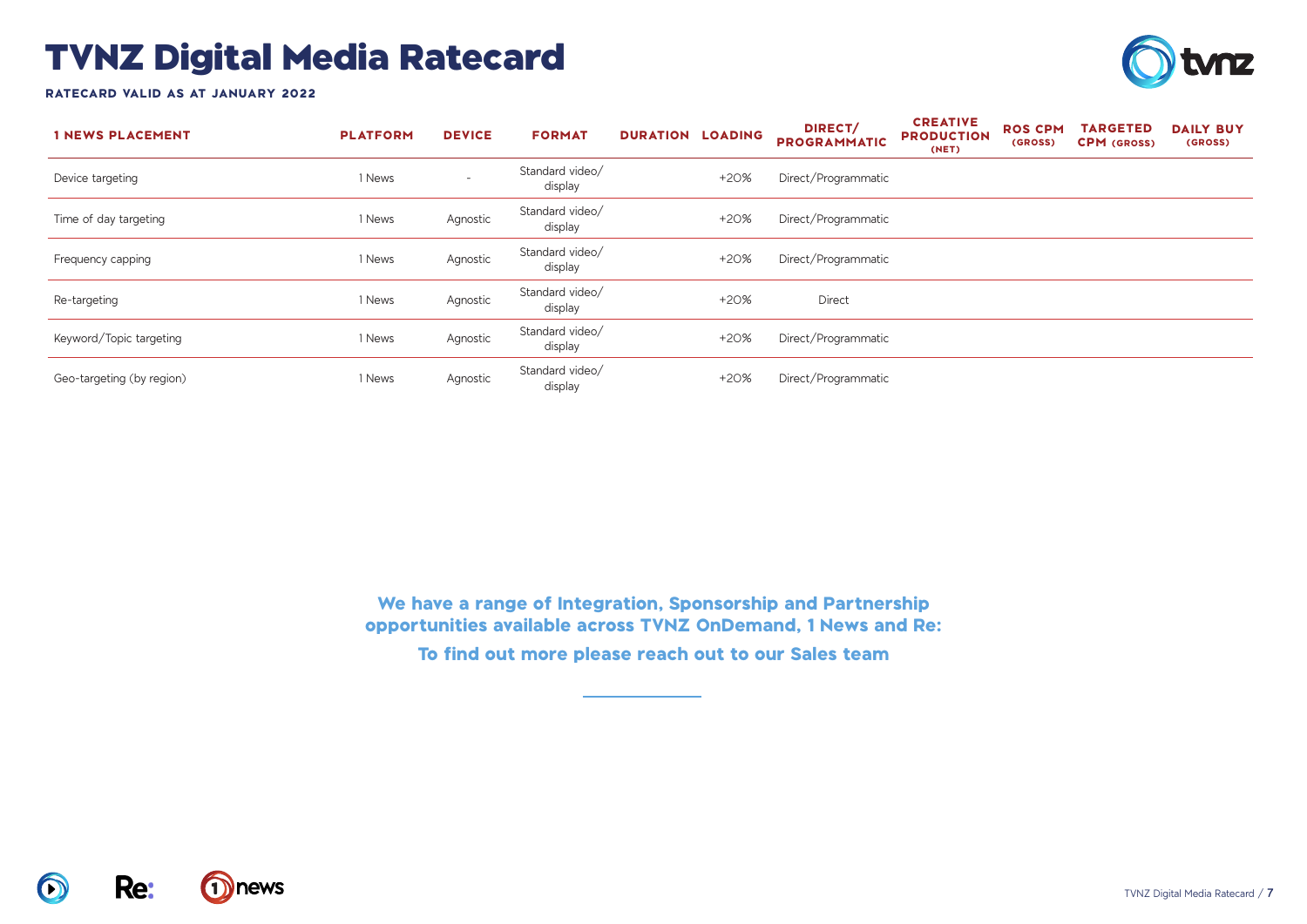# TVNZ Digital Media Ratecard

**RATECARD VALID AS AT JANUARY 2022**

| 1 NEWS PLACEMENT | PLATFORM | DEVICE | FORMAT | DURATION | LOADING | DIRECT/ PROGRAMMATIC | CREATIVE PRODUCTION (NET) | ROS CPM (GROSS) | TARGETED CPM (GROSS) | DAILY BUY (GROSS) |
|---|---|---|---|---|---|---|---|---|---|---|
| Device targeting | 1 News | - | Standard video/ display | | +20% | Direct/Programmatic | | | | |
| Time of day targeting | 1 News | Agnostic | Standard video/ display | | +20% | Direct/Programmatic | | | | |
| Frequency capping | 1 News | Agnostic | Standard video/ display | | +20% | Direct/Programmatic | | | | |
| Re-targeting | 1 News | Agnostic | Standard video/ display | | +20% | Direct | | | | |
| Keyword/Topic targeting | 1 News | Agnostic | Standard video/ display | | +20% | Direct/Programmatic | | | | |
| Geo-targeting (by region) | 1 News | Agnostic | Standard video/ display | | +20% | Direct/Programmatic | | | | |

**We have a range of Integration, Sponsorship and Partnership opportunities available across TVNZ OnDemand, 1 News and Re:**

**To find out more please reach out to our Sales team**